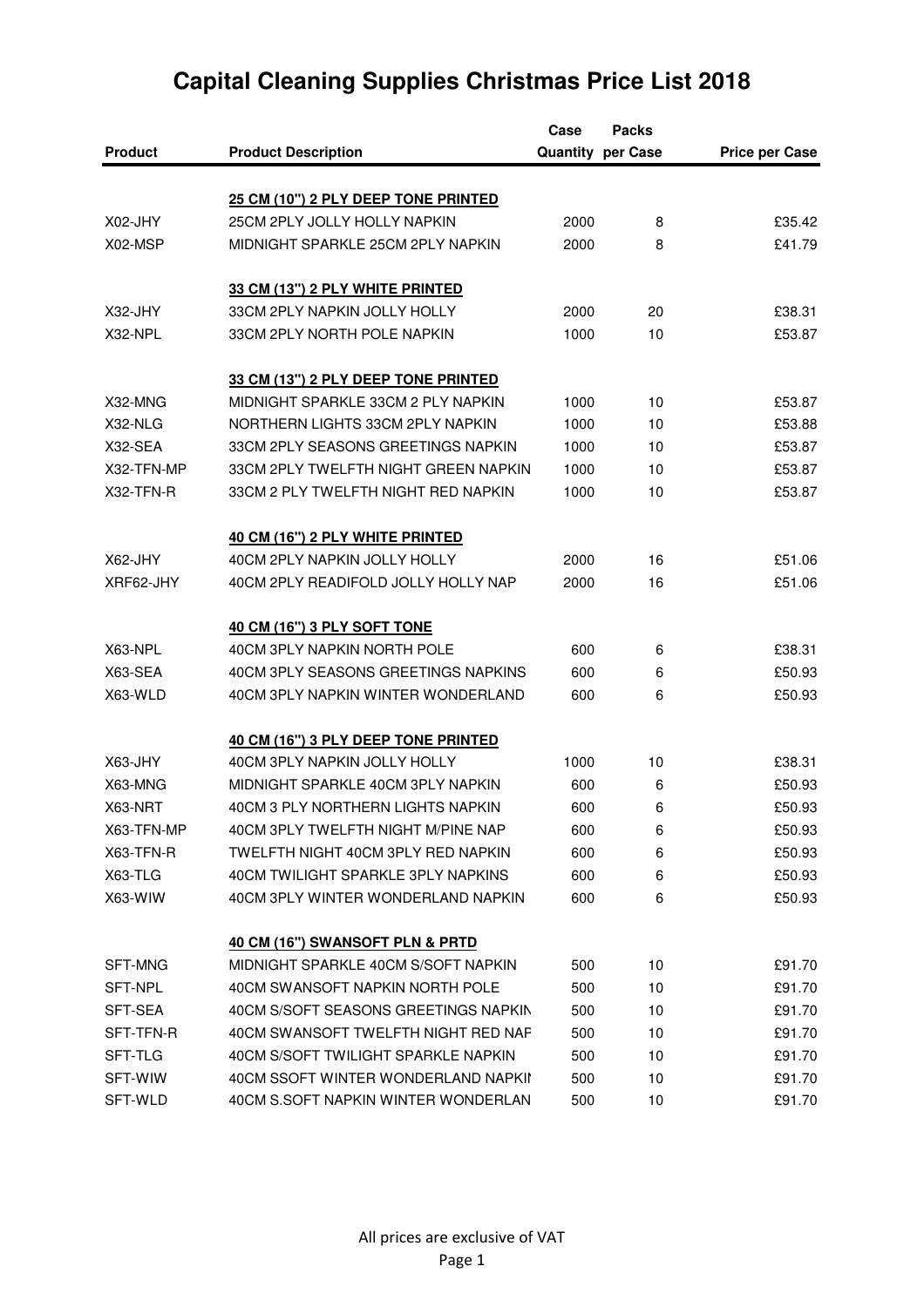# Capital Cleaning Supplies Christmas Price List 2018

| Product | Product Description | Case Quantity | Packs per Case | Price per Case |
|---|---|---|---|---|
| | **25 CM (10") 2 PLY DEEP TONE PRINTED** | | | |
| X02-JHY | 25CM 2PLY JOLLY HOLLY NAPKIN | 2000 | 8 | £35.42 |
| X02-MSP | MIDNIGHT SPARKLE 25CM 2PLY NAPKIN | 2000 | 8 | £41.79 |
| | **33 CM (13") 2 PLY WHITE PRINTED** | | | |
| X32-JHY | 33CM 2PLY NAPKIN JOLLY HOLLY | 2000 | 20 | £38.31 |
| X32-NPL | 33CM 2PLY NORTH POLE NAPKIN | 1000 | 10 | £53.87 |
| | **33 CM (13") 2 PLY DEEP TONE PRINTED** | | | |
| X32-MNG | MIDNIGHT SPARKLE 33CM 2 PLY NAPKIN | 1000 | 10 | £53.87 |
| X32-NLG | NORTHERN LIGHTS 33CM 2PLY NAPKIN | 1000 | 10 | £53.88 |
| X32-SEA | 33CM 2PLY SEASONS GREETINGS NAPKIN | 1000 | 10 | £53.87 |
| X32-TFN-MP | 33CM 2PLY TWELFTH NIGHT GREEN NAPKIN | 1000 | 10 | £53.87 |
| X32-TFN-R | 33CM 2 PLY TWELFTH NIGHT RED NAPKIN | 1000 | 10 | £53.87 |
| | **40 CM (16") 2 PLY WHITE PRINTED** | | | |
| X62-JHY | 40CM 2PLY NAPKIN JOLLY HOLLY | 2000 | 16 | £51.06 |
| XRF62-JHY | 40CM 2PLY READIFOLD JOLLY HOLLY NAP | 2000 | 16 | £51.06 |
| | **40 CM (16") 3 PLY SOFT TONE** | | | |
| X63-NPL | 40CM 3PLY NAPKIN NORTH POLE | 600 | 6 | £38.31 |
| X63-SEA | 40CM 3PLY SEASONS GREETINGS NAPKINS | 600 | 6 | £50.93 |
| X63-WLD | 40CM 3PLY NAPKIN WINTER WONDERLAND | 600 | 6 | £50.93 |
| | **40 CM (16") 3 PLY DEEP TONE PRINTED** | | | |
| X63-JHY | 40CM 3PLY NAPKIN JOLLY HOLLY | 1000 | 10 | £38.31 |
| X63-MNG | MIDNIGHT SPARKLE 40CM 3PLY NAPKIN | 600 | 6 | £50.93 |
| X63-NRT | 40CM 3 PLY NORTHERN LIGHTS NAPKIN | 600 | 6 | £50.93 |
| X63-TFN-MP | 40CM 3PLY TWELFTH NIGHT M/PINE NAP | 600 | 6 | £50.93 |
| X63-TFN-R | TWELFTH NIGHT 40CM 3PLY RED NAPKIN | 600 | 6 | £50.93 |
| X63-TLG | 40CM TWILIGHT SPARKLE 3PLY NAPKINS | 600 | 6 | £50.93 |
| X63-WIW | 40CM 3PLY WINTER WONDERLAND NAPKIN | 600 | 6 | £50.93 |
| | **40 CM (16") SWANSOFT PLN & PRTD** | | | |
| SFT-MNG | MIDNIGHT SPARKLE 40CM S/SOFT NAPKIN | 500 | 10 | £91.70 |
| SFT-NPL | 40CM SWANSOFT NAPKIN NORTH POLE | 500 | 10 | £91.70 |
| SFT-SEA | 40CM S/SOFT SEASONS GREETINGS NAPKIN | 500 | 10 | £91.70 |
| SFT-TFN-R | 40CM SWANSOFT TWELFTH NIGHT RED NAF | 500 | 10 | £91.70 |
| SFT-TLG | 40CM S/SOFT TWILIGHT SPARKLE NAPKIN | 500 | 10 | £91.70 |
| SFT-WIW | 40CM SSOFT WINTER WONDERLAND NAPKII | 500 | 10 | £91.70 |
| SFT-WLD | 40CM S.SOFT NAPKIN WINTER WONDERLAN | 500 | 10 | £91.70 |

All prices are exclusive of VAT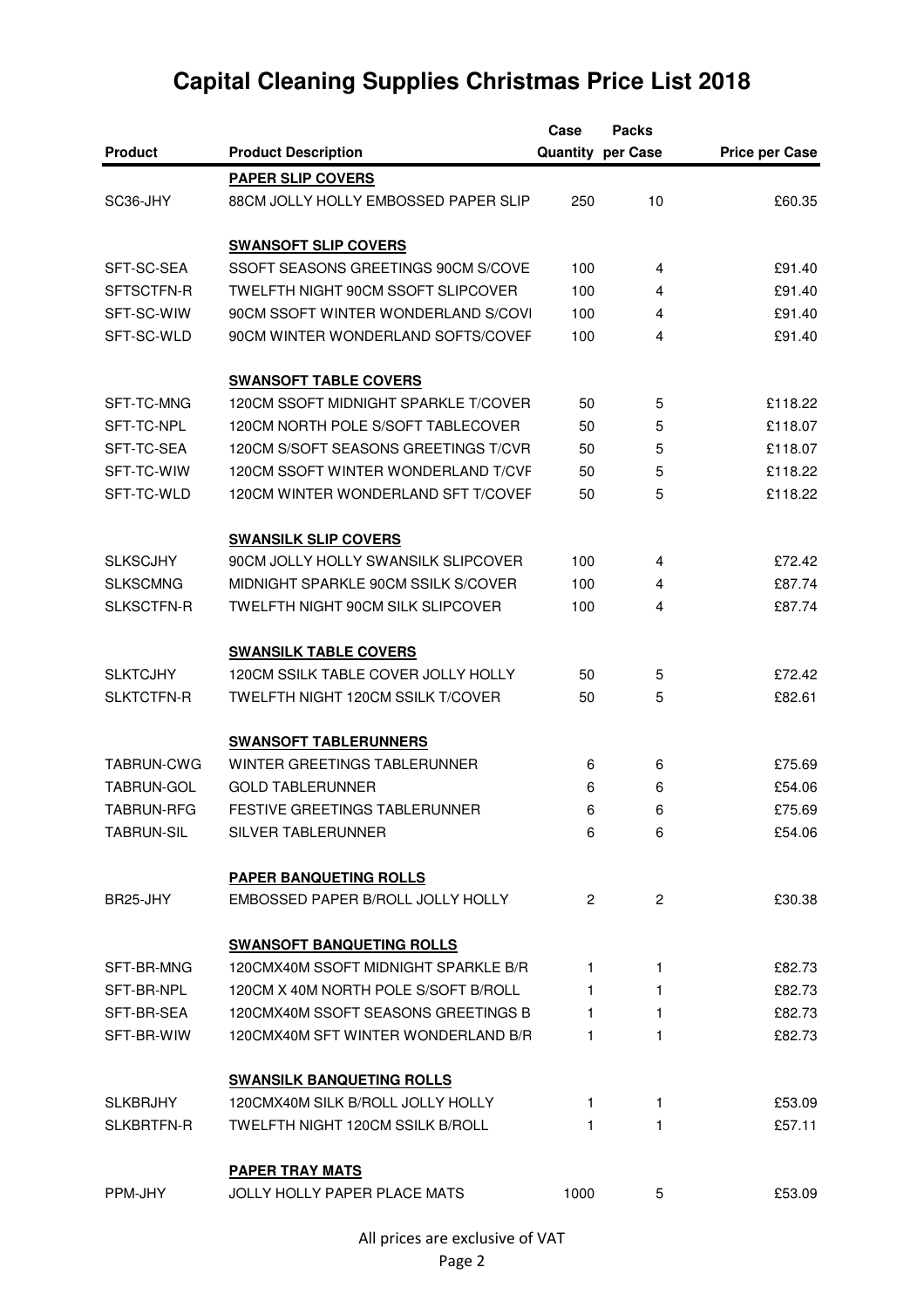# Capital Cleaning Supplies Christmas Price List 2018

| Product | Product Description | Case Quantity | Packs per Case | Price per Case |
|---|---|---|---|---|
| | **PAPER SLIP COVERS** | | | |
| SC36-JHY | 88CM JOLLY HOLLY EMBOSSED PAPER SLIP | 250 | 10 | £60.35 |
| | **SWANSOFT SLIP COVERS** | | | |
| SFT-SC-SEA | SSOFT SEASONS GREETINGS 90CM S/COVE | 100 | 4 | £91.40 |
| SFTSCTFN-R | TWELFTH NIGHT 90CM SSOFT SLIPCOVER | 100 | 4 | £91.40 |
| SFT-SC-WIW | 90CM SSOFT WINTER WONDERLAND S/COVI | 100 | 4 | £91.40 |
| SFT-SC-WLD | 90CM WINTER WONDERLAND SOFTS/COVEF | 100 | 4 | £91.40 |
| | **SWANSOFT TABLE COVERS** | | | |
| SFT-TC-MNG | 120CM SSOFT MIDNIGHT SPARKLE T/COVER | 50 | 5 | £118.22 |
| SFT-TC-NPL | 120CM NORTH POLE S/SOFT TABLECOVER | 50 | 5 | £118.07 |
| SFT-TC-SEA | 120CM S/SOFT SEASONS GREETINGS T/CVR | 50 | 5 | £118.07 |
| SFT-TC-WIW | 120CM SSOFT WINTER WONDERLAND T/CVF | 50 | 5 | £118.22 |
| SFT-TC-WLD | 120CM WINTER WONDERLAND SFT T/COVEF | 50 | 5 | £118.22 |
| | **SWANSILK SLIP COVERS** | | | |
| SLKSCJHY | 90CM JOLLY HOLLY SWANSILK SLIPCOVER | 100 | 4 | £72.42 |
| SLKSCMNG | MIDNIGHT SPARKLE 90CM SSILK S/COVER | 100 | 4 | £87.74 |
| SLKSCTFN-R | TWELFTH NIGHT 90CM SILK SLIPCOVER | 100 | 4 | £87.74 |
| | **SWANSILK TABLE COVERS** | | | |
| SLKTCJHY | 120CM SSILK TABLE COVER JOLLY HOLLY | 50 | 5 | £72.42 |
| SLKTCTFN-R | TWELFTH NIGHT 120CM SSILK T/COVER | 50 | 5 | £82.61 |
| | **SWANSOFT TABLERUNNERS** | | | |
| TABRUN-CWG | WINTER GREETINGS TABLERUNNER | 6 | 6 | £75.69 |
| TABRUN-GOL | GOLD TABLERUNNER | 6 | 6 | £54.06 |
| TABRUN-RFG | FESTIVE GREETINGS TABLERUNNER | 6 | 6 | £75.69 |
| TABRUN-SIL | SILVER TABLERUNNER | 6 | 6 | £54.06 |
| | **PAPER BANQUETING ROLLS** | | | |
| BR25-JHY | EMBOSSED PAPER B/ROLL JOLLY HOLLY | 2 | 2 | £30.38 |
| | **SWANSOFT BANQUETING ROLLS** | | | |
| SFT-BR-MNG | 120CMX40M SSOFT MIDNIGHT SPARKLE B/R | 1 | 1 | £82.73 |
| SFT-BR-NPL | 120CM X 40M NORTH POLE S/SOFT B/ROLL | 1 | 1 | £82.73 |
| SFT-BR-SEA | 120CMX40M SSOFT SEASONS GREETINGS B | 1 | 1 | £82.73 |
| SFT-BR-WIW | 120CMX40M SFT WINTER WONDERLAND B/R | 1 | 1 | £82.73 |
| | **SWANSILK BANQUETING ROLLS** | | | |
| SLKBRJHY | 120CMX40M SILK B/ROLL JOLLY HOLLY | 1 | 1 | £53.09 |
| SLKBRTFN-R | TWELFTH NIGHT 120CM SSILK B/ROLL | 1 | 1 | £57.11 |
| | **PAPER TRAY MATS** | | | |
| PPM-JHY | JOLLY HOLLY PAPER PLACE MATS | 1000 | 5 | £53.09 |

All prices are exclusive of VAT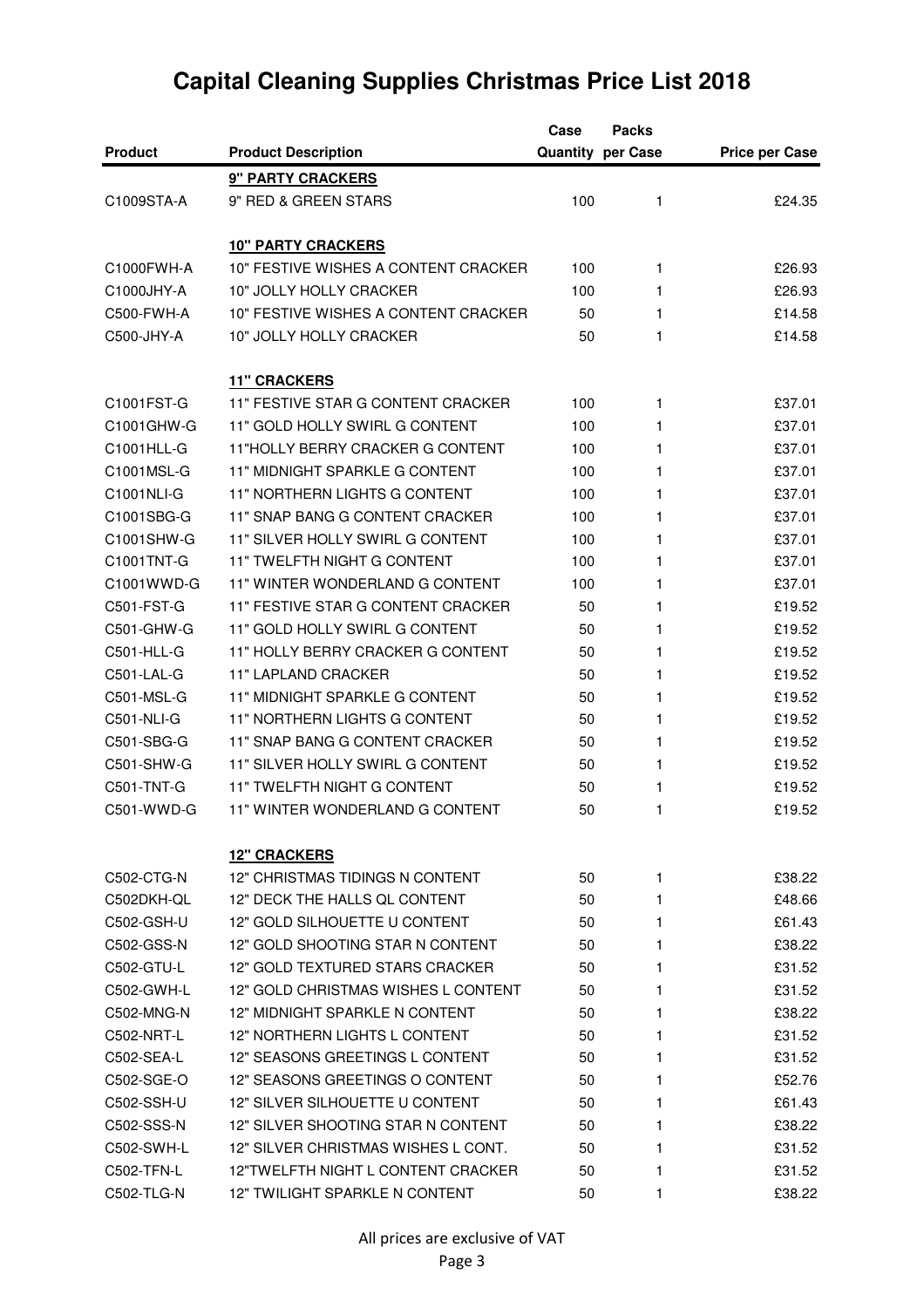# Capital Cleaning Supplies Christmas Price List 2018

| Product | Product Description | Case Quantity | Packs per Case | Price per Case |
|---|---|---|---|---|
| | **9" PARTY CRACKERS** | | | |
| C1009STA-A | 9" RED & GREEN STARS | 100 | 1 | £24.35 |
| | **10" PARTY CRACKERS** | | | |
| C1000FWH-A | 10" FESTIVE WISHES A CONTENT CRACKER | 100 | 1 | £26.93 |
| C1000JHY-A | 10" JOLLY HOLLY CRACKER | 100 | 1 | £26.93 |
| C500-FWH-A | 10" FESTIVE WISHES A CONTENT CRACKER | 50 | 1 | £14.58 |
| C500-JHY-A | 10" JOLLY HOLLY CRACKER | 50 | 1 | £14.58 |
| | **11" CRACKERS** | | | |
| C1001FST-G | 11" FESTIVE STAR G CONTENT CRACKER | 100 | 1 | £37.01 |
| C1001GHW-G | 11" GOLD HOLLY SWIRL G CONTENT | 100 | 1 | £37.01 |
| C1001HLL-G | 11"HOLLY BERRY CRACKER G CONTENT | 100 | 1 | £37.01 |
| C1001MSL-G | 11" MIDNIGHT SPARKLE G CONTENT | 100 | 1 | £37.01 |
| C1001NLI-G | 11" NORTHERN LIGHTS G CONTENT | 100 | 1 | £37.01 |
| C1001SBG-G | 11" SNAP BANG G CONTENT CRACKER | 100 | 1 | £37.01 |
| C1001SHW-G | 11" SILVER HOLLY SWIRL G CONTENT | 100 | 1 | £37.01 |
| C1001TNT-G | 11" TWELFTH NIGHT G CONTENT | 100 | 1 | £37.01 |
| C1001WWD-G | 11" WINTER WONDERLAND G CONTENT | 100 | 1 | £37.01 |
| C501-FST-G | 11" FESTIVE STAR G CONTENT CRACKER | 50 | 1 | £19.52 |
| C501-GHW-G | 11" GOLD HOLLY SWIRL G CONTENT | 50 | 1 | £19.52 |
| C501-HLL-G | 11" HOLLY BERRY CRACKER G CONTENT | 50 | 1 | £19.52 |
| C501-LAL-G | 11" LAPLAND CRACKER | 50 | 1 | £19.52 |
| C501-MSL-G | 11" MIDNIGHT SPARKLE G CONTENT | 50 | 1 | £19.52 |
| C501-NLI-G | 11" NORTHERN LIGHTS G CONTENT | 50 | 1 | £19.52 |
| C501-SBG-G | 11" SNAP BANG G CONTENT CRACKER | 50 | 1 | £19.52 |
| C501-SHW-G | 11" SILVER HOLLY SWIRL G CONTENT | 50 | 1 | £19.52 |
| C501-TNT-G | 11" TWELFTH NIGHT G CONTENT | 50 | 1 | £19.52 |
| C501-WWD-G | 11" WINTER WONDERLAND G CONTENT | 50 | 1 | £19.52 |
| | **12" CRACKERS** | | | |
| C502-CTG-N | 12" CHRISTMAS TIDINGS N CONTENT | 50 | 1 | £38.22 |
| C502DKH-QL | 12" DECK THE HALLS QL CONTENT | 50 | 1 | £48.66 |
| C502-GSH-U | 12" GOLD SILHOUETTE U CONTENT | 50 | 1 | £61.43 |
| C502-GSS-N | 12" GOLD SHOOTING STAR N CONTENT | 50 | 1 | £38.22 |
| C502-GTU-L | 12" GOLD TEXTURED STARS CRACKER | 50 | 1 | £31.52 |
| C502-GWH-L | 12" GOLD CHRISTMAS WISHES L CONTENT | 50 | 1 | £31.52 |
| C502-MNG-N | 12" MIDNIGHT SPARKLE N CONTENT | 50 | 1 | £38.22 |
| C502-NRT-L | 12" NORTHERN LIGHTS L CONTENT | 50 | 1 | £31.52 |
| C502-SEA-L | 12" SEASONS GREETINGS L CONTENT | 50 | 1 | £31.52 |
| C502-SGE-O | 12" SEASONS GREETINGS O CONTENT | 50 | 1 | £52.76 |
| C502-SSH-U | 12" SILVER SILHOUETTE U CONTENT | 50 | 1 | £61.43 |
| C502-SSS-N | 12" SILVER SHOOTING STAR N CONTENT | 50 | 1 | £38.22 |
| C502-SWH-L | 12" SILVER CHRISTMAS WISHES L CONT. | 50 | 1 | £31.52 |
| C502-TFN-L | 12"TWELFTH NIGHT L CONTENT CRACKER | 50 | 1 | £31.52 |
| C502-TLG-N | 12" TWILIGHT SPARKLE N CONTENT | 50 | 1 | £38.22 |

All prices are exclusive of VAT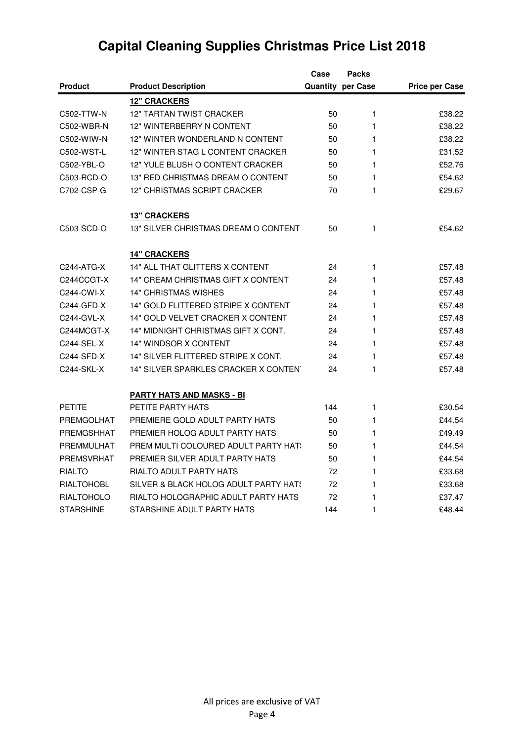# Capital Cleaning Supplies Christmas Price List 2018

| Product | Product Description | Case Quantity | Packs per Case | Price per Case |
|---|---|---|---|---|
| | **12" CRACKERS** | | | |
| C502-TTW-N | 12" TARTAN TWIST CRACKER | 50 | 1 | £38.22 |
| C502-WBR-N | 12" WINTERBERRY N CONTENT | 50 | 1 | £38.22 |
| C502-WIW-N | 12" WINTER WONDERLAND N CONTENT | 50 | 1 | £38.22 |
| C502-WST-L | 12" WINTER STAG L CONTENT CRACKER | 50 | 1 | £31.52 |
| C502-YBL-O | 12" YULE BLUSH O CONTENT CRACKER | 50 | 1 | £52.76 |
| C503-RCD-O | 13" RED CHRISTMAS DREAM O CONTENT | 50 | 1 | £54.62 |
| C702-CSP-G | 12" CHRISTMAS SCRIPT CRACKER | 70 | 1 | £29.67 |
| | **13" CRACKERS** | | | |
| C503-SCD-O | 13" SILVER CHRISTMAS DREAM O CONTENT | 50 | 1 | £54.62 |
| | **14" CRACKERS** | | | |
| C244-ATG-X | 14" ALL THAT GLITTERS X CONTENT | 24 | 1 | £57.48 |
| C244CCGT-X | 14" CREAM CHRISTMAS GIFT X CONTENT | 24 | 1 | £57.48 |
| C244-CWI-X | 14" CHRISTMAS WISHES | 24 | 1 | £57.48 |
| C244-GFD-X | 14" GOLD FLITTERED STRIPE X CONTENT | 24 | 1 | £57.48 |
| C244-GVL-X | 14" GOLD VELVET CRACKER X CONTENT | 24 | 1 | £57.48 |
| C244MCGT-X | 14" MIDNIGHT CHRISTMAS GIFT X CONT. | 24 | 1 | £57.48 |
| C244-SEL-X | 14" WINDSOR X CONTENT | 24 | 1 | £57.48 |
| C244-SFD-X | 14" SILVER FLITTERED STRIPE X CONT. | 24 | 1 | £57.48 |
| C244-SKL-X | 14" SILVER SPARKLES CRACKER X CONTENT | 24 | 1 | £57.48 |
| | **PARTY HATS AND MASKS - BI** | | | |
| PETITE | PETITE PARTY HATS | 144 | 1 | £30.54 |
| PREMGOLHAT | PREMIERE GOLD ADULT PARTY HATS | 50 | 1 | £44.54 |
| PREMGSHHAT | PREMIER HOLOG ADULT PARTY HATS | 50 | 1 | £49.49 |
| PREMMULHAT | PREM MULTI COLOURED ADULT PARTY HATS | 50 | 1 | £44.54 |
| PREMSVRHAT | PREMIER SILVER ADULT PARTY HATS | 50 | 1 | £44.54 |
| RIALTO | RIALTO ADULT PARTY HATS | 72 | 1 | £33.68 |
| RIALTOHOBL | SILVER & BLACK HOLOG ADULT PARTY HATS | 72 | 1 | £33.68 |
| RIALTOHOLO | RIALTO HOLOGRAPHIC ADULT PARTY HATS | 72 | 1 | £37.47 |
| STARSHINE | STARSHINE ADULT PARTY HATS | 144 | 1 | £48.44 |

All prices are exclusive of VAT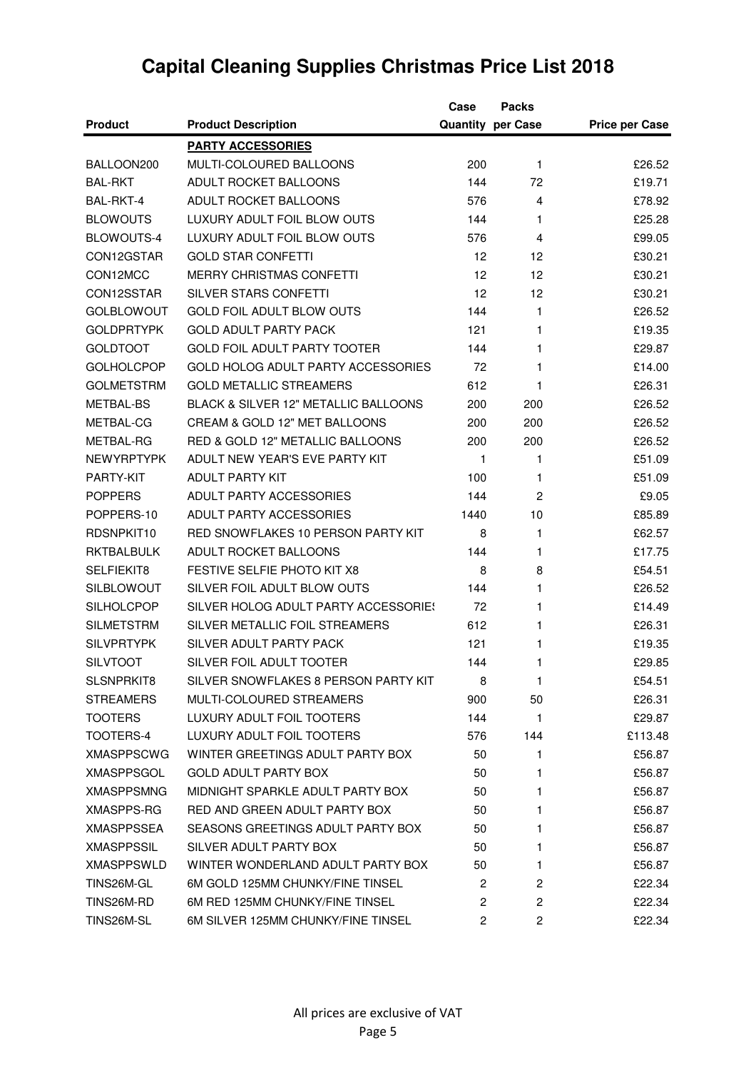# Capital Cleaning Supplies Christmas Price List 2018

| Product | Product Description | Case Quantity | Packs per Case | Price per Case |
|---|---|---|---|---|
| | **PARTY ACCESSORIES** | | | |
| BALLOON200 | MULTI-COLOURED BALLOONS | 200 | 1 | £26.52 |
| BAL-RKT | ADULT ROCKET BALLOONS | 144 | 72 | £19.71 |
| BAL-RKT-4 | ADULT ROCKET BALLOONS | 576 | 4 | £78.92 |
| BLOWOUTS | LUXURY ADULT FOIL BLOW OUTS | 144 | 1 | £25.28 |
| BLOWOUTS-4 | LUXURY ADULT FOIL BLOW OUTS | 576 | 4 | £99.05 |
| CON12GSTAR | GOLD STAR CONFETTI | 12 | 12 | £30.21 |
| CON12MCC | MERRY CHRISTMAS CONFETTI | 12 | 12 | £30.21 |
| CON12SSTAR | SILVER STARS CONFETTI | 12 | 12 | £30.21 |
| GOLBLOWOUT | GOLD FOIL ADULT BLOW OUTS | 144 | 1 | £26.52 |
| GOLDPRTYPK | GOLD ADULT PARTY PACK | 121 | 1 | £19.35 |
| GOLDTOOT | GOLD FOIL ADULT PARTY TOOTER | 144 | 1 | £29.87 |
| GOLHOLCPOP | GOLD HOLOG ADULT PARTY ACCESSORIES | 72 | 1 | £14.00 |
| GOLMETSTRM | GOLD METALLIC STREAMERS | 612 | 1 | £26.31 |
| METBAL-BS | BLACK & SILVER 12" METALLIC BALLOONS | 200 | 200 | £26.52 |
| METBAL-CG | CREAM & GOLD 12" MET BALLOONS | 200 | 200 | £26.52 |
| METBAL-RG | RED & GOLD 12" METALLIC BALLOONS | 200 | 200 | £26.52 |
| NEWYRPTYPK | ADULT NEW YEAR'S EVE PARTY KIT | 1 | 1 | £51.09 |
| PARTY-KIT | ADULT PARTY KIT | 100 | 1 | £51.09 |
| POPPERS | ADULT PARTY ACCESSORIES | 144 | 2 | £9.05 |
| POPPERS-10 | ADULT PARTY ACCESSORIES | 1440 | 10 | £85.89 |
| RDSNPKIT10 | RED SNOWFLAKES 10 PERSON PARTY KIT | 8 | 1 | £62.57 |
| RKTBALBULK | ADULT ROCKET BALLOONS | 144 | 1 | £17.75 |
| SELFIEKIT8 | FESTIVE SELFIE PHOTO KIT X8 | 8 | 8 | £54.51 |
| SILBLOWOUT | SILVER FOIL ADULT BLOW OUTS | 144 | 1 | £26.52 |
| SILHOLCPOP | SILVER HOLOG ADULT PARTY ACCESSORIES | 72 | 1 | £14.49 |
| SILMETSTRM | SILVER METALLIC FOIL STREAMERS | 612 | 1 | £26.31 |
| SILVPRTYPK | SILVER ADULT PARTY PACK | 121 | 1 | £19.35 |
| SILVTOOT | SILVER FOIL ADULT TOOTER | 144 | 1 | £29.85 |
| SLSNPRKIT8 | SILVER SNOWFLAKES 8 PERSON PARTY KIT | 8 | 1 | £54.51 |
| STREAMERS | MULTI-COLOURED STREAMERS | 900 | 50 | £26.31 |
| TOOTERS | LUXURY ADULT FOIL TOOTERS | 144 | 1 | £29.87 |
| TOOTERS-4 | LUXURY ADULT FOIL TOOTERS | 576 | 144 | £113.48 |
| XMASPPSCWG | WINTER GREETINGS ADULT PARTY BOX | 50 | 1 | £56.87 |
| XMASPPSGOL | GOLD ADULT PARTY BOX | 50 | 1 | £56.87 |
| XMASPPSMNG | MIDNIGHT SPARKLE ADULT PARTY BOX | 50 | 1 | £56.87 |
| XMASPPS-RG | RED AND GREEN ADULT PARTY BOX | 50 | 1 | £56.87 |
| XMASPPSSEA | SEASONS GREETINGS ADULT PARTY BOX | 50 | 1 | £56.87 |
| XMASPPSSIL | SILVER ADULT PARTY BOX | 50 | 1 | £56.87 |
| XMASPPSWLD | WINTER WONDERLAND ADULT PARTY BOX | 50 | 1 | £56.87 |
| TINS26M-GL | 6M GOLD 125MM CHUNKY/FINE TINSEL | 2 | 2 | £22.34 |
| TINS26M-RD | 6M RED 125MM CHUNKY/FINE TINSEL | 2 | 2 | £22.34 |
| TINS26M-SL | 6M SILVER 125MM CHUNKY/FINE TINSEL | 2 | 2 | £22.34 |

All prices are exclusive of VAT